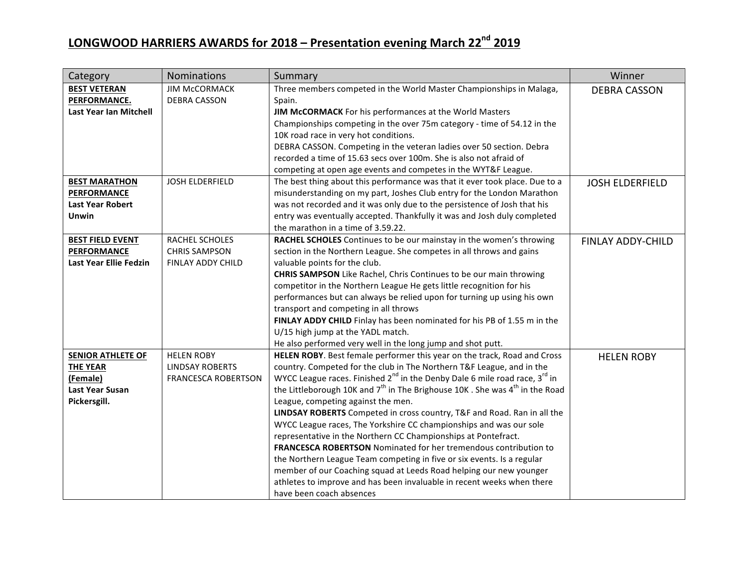# LONGWOOD HARRIERS AWARDS for 2018 – Presentation evening March 22nd 2019

| Category | Nominations | Summary | Winner |
|---|---|---|---|
| **BEST VETERAN PERFORMANCE.**<br>**Last Year Ian Mitchell** | JIM McCORMACK<br>DEBRA CASSON | Three members competed in the World Master Championships in Malaga, Spain.<br>**JIM McCORMACK** For his performances at the World Masters Championships competing in the over 75m category - time of 54.12 in the 10K road race in very hot conditions.<br>DEBRA CASSON. Competing in the veteran ladies over 50 section. Debra recorded a time of 15.63 secs over 100m. She is also not afraid of competing at open age events and competes in the WYT&F League. | DEBRA CASSON |
| **BEST MARATHON PERFORMANCE**<br>**Last Year Robert Unwin** | JOSH ELDERFIELD | The best thing about this performance was that it ever took place. Due to a misunderstanding on my part, Joshes Club entry for the London Marathon was not recorded and it was only due to the persistence of Josh that his entry was eventually accepted. Thankfully it was and Josh duly completed the marathon in a time of 3.59.22. | JOSH ELDERFIELD |
| **BEST FIELD EVENT PERFORMANCE**<br>**Last Year Ellie Fedzin** | RACHEL SCHOLES<br>CHRIS SAMPSON<br>FINLAY ADDY CHILD | **RACHEL SCHOLES** Continues to be our mainstay in the women's throwing section in the Northern League. She competes in all throws and gains valuable points for the club.<br>**CHRIS SAMPSON** Like Rachel, Chris Continues to be our main throwing competitor in the Northern League He gets little recognition for his performances but can always be relied upon for turning up using his own transport and competing in all throws<br>**FINLAY ADDY CHILD** Finlay has been nominated for his PB of 1.55 m in the U/15 high jump at the YADL match.<br>He also performed very well in the long jump and shot putt. | FINLAY ADDY-CHILD |
| **SENIOR ATHLETE OF THE YEAR (Female)**<br>**Last Year Susan Pickersgill.** | HELEN ROBY<br>LINDSAY ROBERTS<br>FRANCESCA ROBERTSON | **HELEN ROBY**. Best female performer this year on the track, Road and Cross country. Competed for the club in The Northern T&F League, and in the WYCC League races. Finished 2nd in the Denby Dale 6 mile road race, 3rd in the Littleborough 10K and 7th in The Brighouse 10K . She was 4th in the Road League, competing against the men.<br>**LINDSAY ROBERTS** Competed in cross country, T&F and Road. Ran in all the WYCC League races, The Yorkshire CC championships and was our sole representative in the Northern CC Championships at Pontefract.<br>**FRANCESCA ROBERTSON** Nominated for her tremendous contribution to the Northern League Team competing in five or six events. Is a regular member of our Coaching squad at Leeds Road helping our new younger athletes to improve and has been invaluable in recent weeks when there have been coach absences | HELEN ROBY |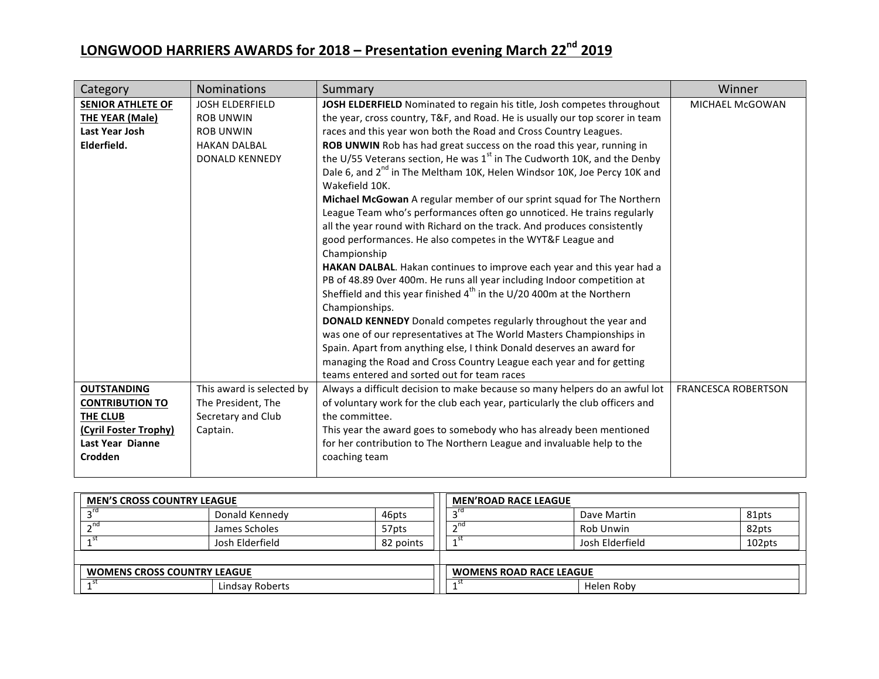# LONGWOOD HARRIERS AWARDS for 2018 – Presentation evening March 22nd 2019

| Category | Nominations | Summary | Winner |
|---|---|---|---|
| **SENIOR ATHLETE OF THE YEAR (Male)**<br>**Last Year Josh Elderfield.** | JOSH ELDERFIELD<br>ROB UNWIN<br>ROB UNWIN<br>HAKAN DALBAL<br>DONALD KENNEDY | **JOSH ELDERFIELD** Nominated to regain his title, Josh competes throughout the year, cross country, T&F, and Road. He is usually our top scorer in team races and this year won both the Road and Cross Country Leagues.<br>**ROB UNWIN** Rob has had great success on the road this year, running in the U/55 Veterans section, He was 1st in The Cudworth 10K, and the Denby Dale 6, and 2nd in The Meltham 10K, Helen Windsor 10K, Joe Percy 10K and Wakefield 10K.<br>**Michael McGowan** A regular member of our sprint squad for The Northern League Team who's performances often go unnoticed. He trains regularly all the year round with Richard on the track. And produces consistently good performances. He also competes in the WYT&F League and Championship<br>**HAKAN DALBAL**. Hakan continues to improve each year and this year had a PB of 48.89 0ver 400m. He runs all year including Indoor competition at Sheffield and this year finished 4th in the U/20 400m at the Northern Championships.<br>**DONALD KENNEDY** Donald competes regularly throughout the year and was one of our representatives at The World Masters Championships in Spain. Apart from anything else, I think Donald deserves an award for managing the Road and Cross Country League each year and for getting teams entered and sorted out for team races | MICHAEL McGOWAN |
| **OUTSTANDING CONTRIBUTION TO THE CLUB (Cyril Foster Trophy)**<br>**Last Year Dianne Crodden** | This award is selected by The President, The Secretary and Club Captain. | Always a difficult decision to make because so many helpers do an awful lot of voluntary work for the club each year, particularly the club officers and the committee.<br>This year the award goes to somebody who has already been mentioned for her contribution to The Northern League and invaluable help to the coaching team | FRANCESCA ROBERTSON |

| MEN'S CROSS COUNTRY LEAGUE | | |
|---|---|---|
| 3rd | Donald Kennedy | 46pts |
| 2nd | James Scholes | 57pts |
| 1st | Josh Elderfield | 82 points |

| MEN'ROAD RACE LEAGUE | | |
|---|---|---|
| 3rd | Dave Martin | 81pts |
| 2nd | Rob Unwin | 82pts |
| 1st | Josh Elderfield | 102pts |

| WOMENS CROSS COUNTRY LEAGUE | |
|---|---|
| 1st | Lindsay Roberts |

| WOMENS ROAD RACE LEAGUE | |
|---|---|
| 1st | Helen Roby |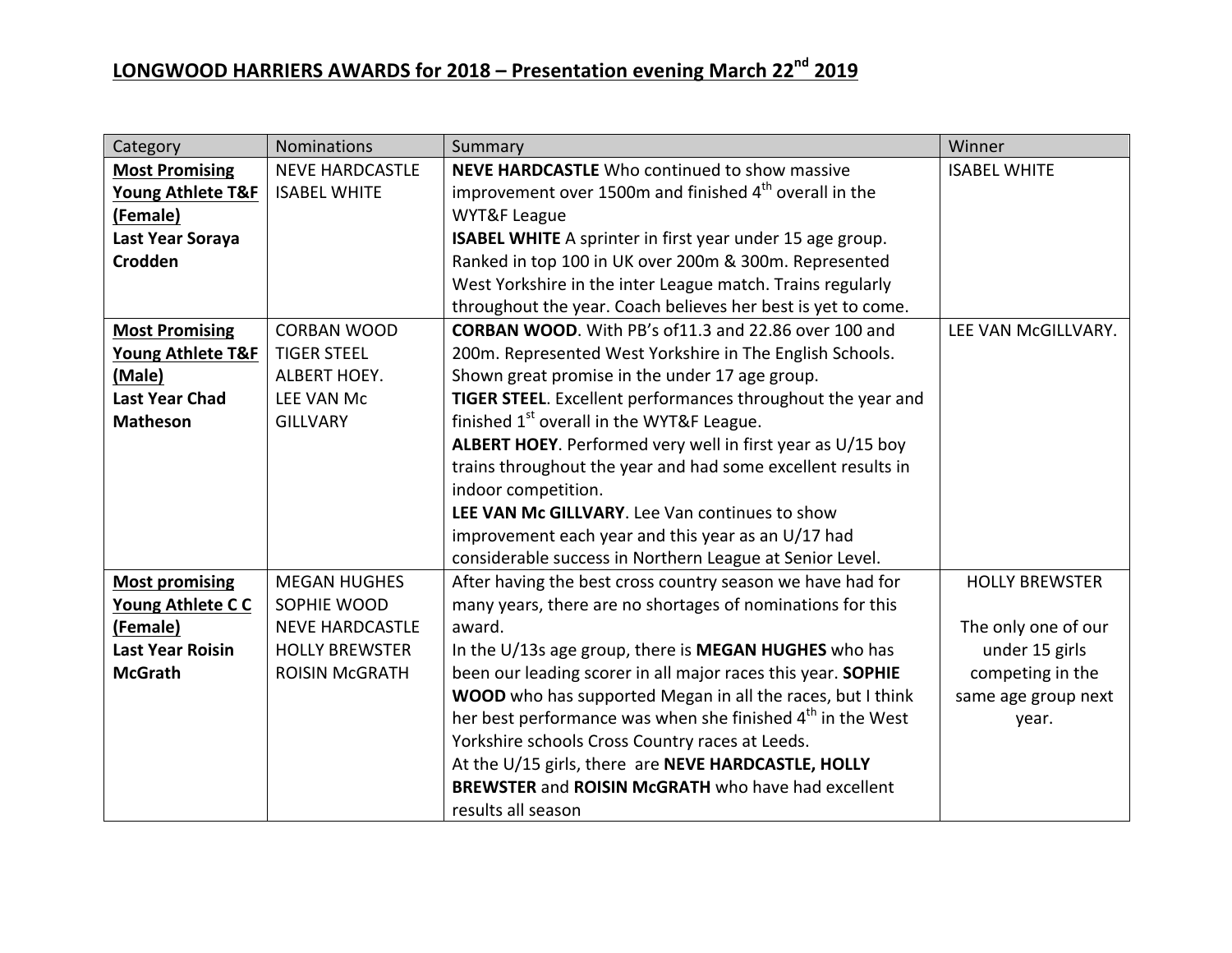## LONGWOOD HARRIERS AWARDS for 2018 – Presentation evening March 22nd 2019

| Category | Nominations | Summary | Winner |
|---|---|---|---|
| **Most Promising Young Athlete T&F (Female)**<br>**Last Year Soraya Crodden** | NEVE HARDCASTLE<br>ISABEL WHITE | **NEVE HARDCASTLE** Who continued to show massive improvement over 1500m and finished 4th overall in the WYT&F League<br>**ISABEL WHITE** A sprinter in first year under 15 age group. Ranked in top 100 in UK over 200m & 300m. Represented West Yorkshire in the inter League match. Trains regularly throughout the year. Coach believes her best is yet to come. | ISABEL WHITE |
| **Most Promising Young Athlete T&F (Male)**<br>**Last Year Chad Matheson** | CORBAN WOOD<br>TIGER STEEL<br>ALBERT HOEY.<br>LEE VAN Mc GILLVARY | **CORBAN WOOD**. With PB's of11.3 and 22.86 over 100 and 200m. Represented West Yorkshire in The English Schools. Shown great promise in the under 17 age group.<br>**TIGER STEEL**. Excellent performances throughout the year and finished 1st overall in the WYT&F League.<br>**ALBERT HOEY**. Performed very well in first year as U/15 boy trains throughout the year and had some excellent results in indoor competition.<br>**LEE VAN Mc GILLVARY**. Lee Van continues to show improvement each year and this year as an U/17 had considerable success in Northern League at Senior Level. | LEE VAN McGILLVARY. |
| **Most promising Young Athlete C C (Female)**<br>**Last Year Roisin McGrath** | MEGAN HUGHES<br>SOPHIE WOOD<br>NEVE HARDCASTLE<br>HOLLY BREWSTER<br>ROISIN McGRATH | After having the best cross country season we have had for many years, there are no shortages of nominations for this award.<br>In the U/13s age group, there is **MEGAN HUGHES** who has been our leading scorer in all major races this year. **SOPHIE WOOD** who has supported Megan in all the races, but I think her best performance was when she finished 4th in the West Yorkshire schools Cross Country races at Leeds.<br>At the U/15 girls, there are **NEVE HARDCASTLE, HOLLY BREWSTER** and **ROISIN McGRATH** who have had excellent results all season | HOLLY BREWSTER<br><br>The only one of our under 15 girls competing in the same age group next year. |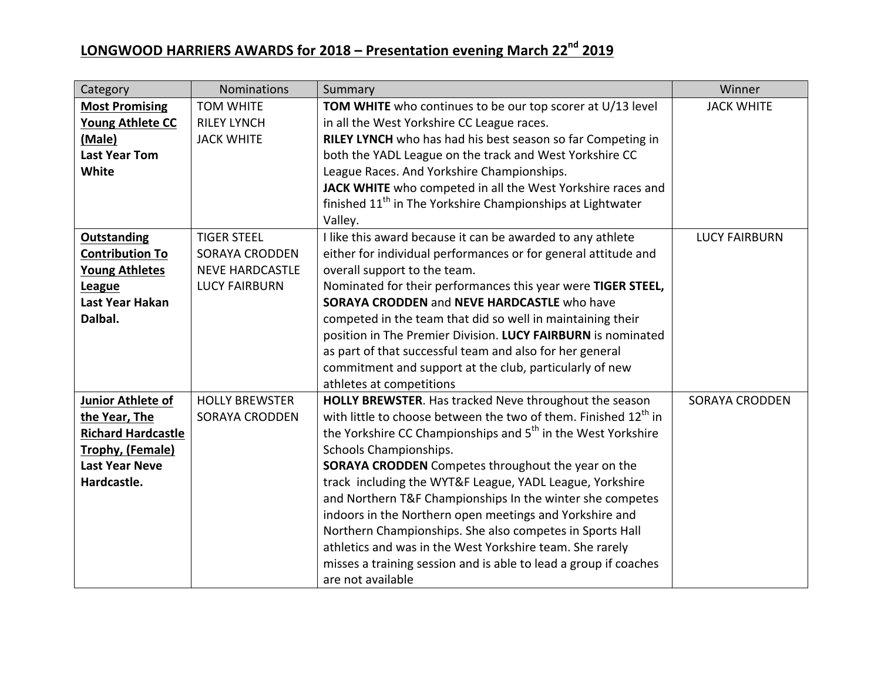## LONGWOOD HARRIERS AWARDS for 2018 – Presentation evening March 22nd 2019

| Category | Nominations | Summary | Winner |
|---|---|---|---|
| **Most Promising Young Athlete CC (Male)**<br>**Last Year Tom White** | TOM WHITE<br>RILEY LYNCH<br>JACK WHITE | **TOM WHITE** who continues to be our top scorer at U/13 level in all the West Yorkshire CC League races.<br>**RILEY LYNCH** who has had his best season so far Competing in both the YADL League on the track and West Yorkshire CC League Races. And Yorkshire Championships.<br>**JACK WHITE** who competed in all the West Yorkshire races and finished 11th in The Yorkshire Championships at Lightwater Valley. | JACK WHITE |
| **Outstanding Contribution To Young Athletes League**<br>**Last Year Hakan Dalbal.** | TIGER STEEL<br>SORAYA CRODDEN<br>NEVE HARDCASTLE<br>LUCY FAIRBURN | I like this award because it can be awarded to any athlete either for individual performances or for general attitude and overall support to the team.<br>Nominated for their performances this year were **TIGER STEEL, SORAYA CRODDEN** and **NEVE HARDCASTLE** who have competed in the team that did so well in maintaining their position in The Premier Division. **LUCY FAIRBURN** is nominated as part of that successful team and also for her general commitment and support at the club, particularly of new athletes at competitions | LUCY FAIRBURN |
| **Junior Athlete of the Year, The Richard Hardcastle Trophy, (Female)**<br>**Last Year Neve Hardcastle.** | HOLLY BREWSTER<br>SORAYA CRODDEN | **HOLLY BREWSTER**. Has tracked Neve throughout the season with little to choose between the two of them. Finished 12th in the Yorkshire CC Championships and 5th in the West Yorkshire Schools Championships.<br>**SORAYA CRODDEN** Competes throughout the year on the track including the WYT&F League, YADL League, Yorkshire and Northern T&F Championships In the winter she competes indoors in the Northern open meetings and Yorkshire and Northern Championships. She also competes in Sports Hall athletics and was in the West Yorkshire team. She rarely misses a training session and is able to lead a group if coaches are not available | SORAYA CRODDEN |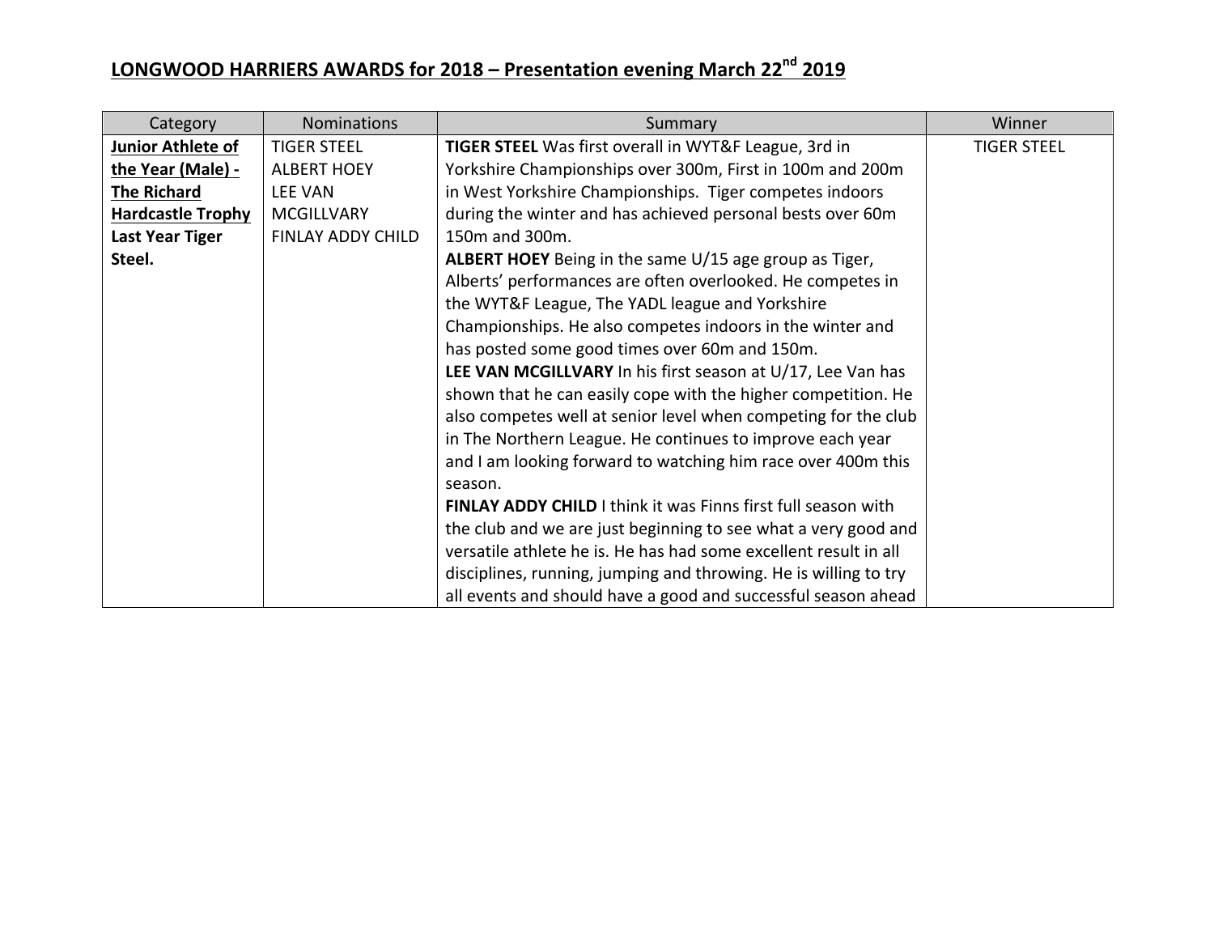## LONGWOOD HARRIERS AWARDS for 2018 – Presentation evening March 22nd 2019

| Category | Nominations | Summary | Winner |
| --- | --- | --- | --- |
| **Junior Athlete of the Year (Male) - The Richard Hardcastle Trophy** **Last Year Tiger Steel.** | TIGER STEEL<br>ALBERT HOEY<br>LEE VAN MCGILLVARY<br>FINLAY ADDY CHILD | **TIGER STEEL** Was first overall in WYT&F League, 3rd in Yorkshire Championships over 300m, First in 100m and 200m in West Yorkshire Championships. Tiger competes indoors during the winter and has achieved personal bests over 60m 150m and 300m.<br>**ALBERT HOEY** Being in the same U/15 age group as Tiger, Alberts' performances are often overlooked. He competes in the WYT&F League, The YADL league and Yorkshire Championships. He also competes indoors in the winter and has posted some good times over 60m and 150m.<br>**LEE VAN MCGILLVARY** In his first season at U/17, Lee Van has shown that he can easily cope with the higher competition. He also competes well at senior level when competing for the club in The Northern League. He continues to improve each year and I am looking forward to watching him race over 400m this season.<br>**FINLAY ADDY CHILD** I think it was Finns first full season with the club and we are just beginning to see what a very good and versatile athlete he is. He has had some excellent result in all disciplines, running, jumping and throwing. He is willing to try all events and should have a good and successful season ahead | TIGER STEEL |